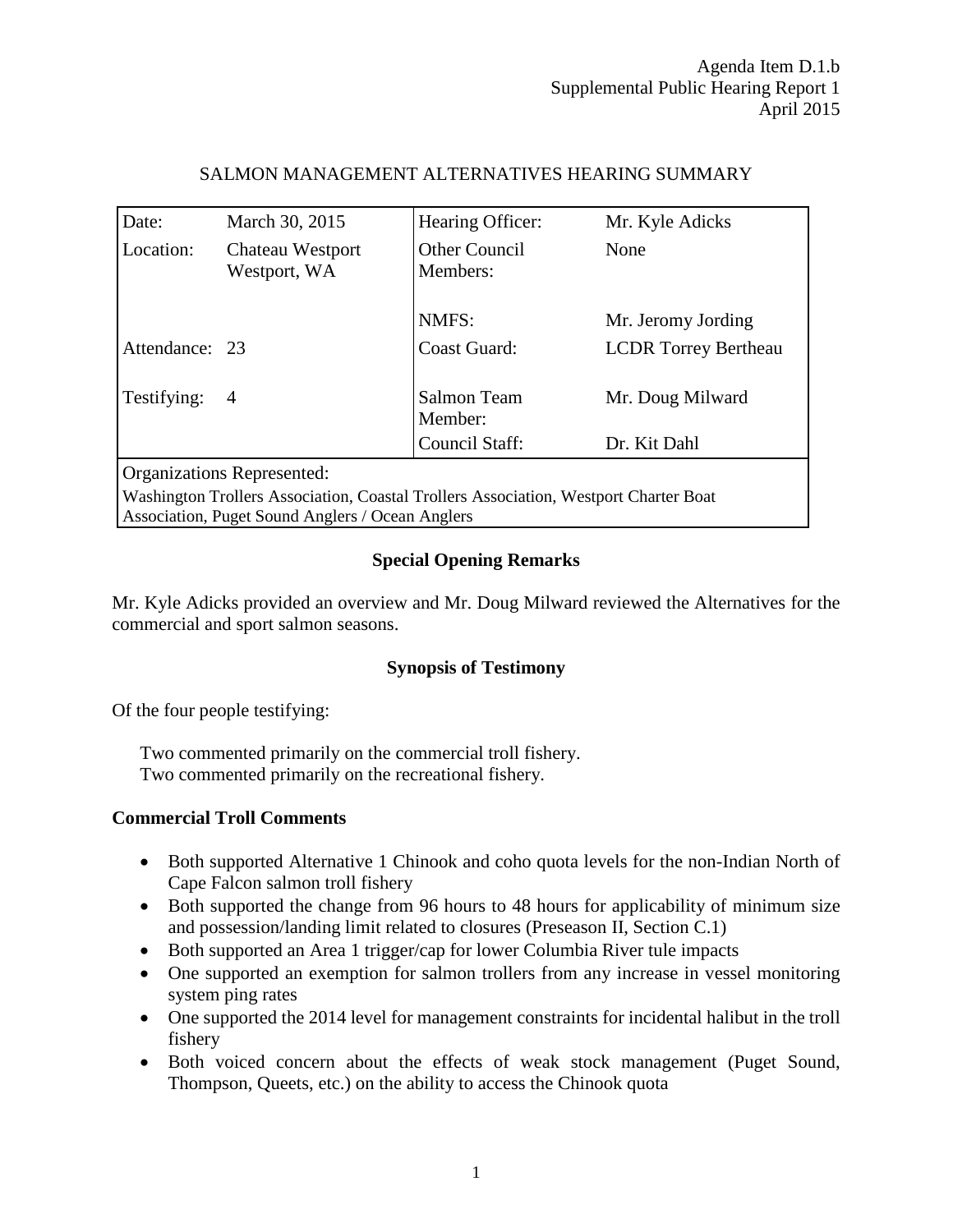Agenda Item D.1.b
Supplemental Public Hearing Report 1
April 2015

# SALMON MANAGEMENT ALTERNATIVES HEARING SUMMARY

| | | | |
|---|---|---|---|
| Date: | March 30, 2015 | Hearing Officer: | Mr. Kyle Adicks |
| Location: | Chateau Westport Westport, WA | Other Council Members: | None |
| | | NMFS: | Mr. Jeromy Jording |
| Attendance: | 23 | Coast Guard: | LCDR Torrey Bertheau |
| Testifying: | 4 | Salmon Team Member: | Mr. Doug Milward |
| | | Council Staff: | Dr. Kit Dahl |
| Organizations Represented: Washington Trollers Association, Coastal Trollers Association, Westport Charter Boat Association, Puget Sound Anglers / Ocean Anglers | | | |

## Special Opening Remarks

Mr. Kyle Adicks provided an overview and Mr. Doug Milward reviewed the Alternatives for the commercial and sport salmon seasons.

## Synopsis of Testimony

Of the four people testifying:

Two commented primarily on the commercial troll fishery.
Two commented primarily on the recreational fishery.

### Commercial Troll Comments

- Both supported Alternative 1 Chinook and coho quota levels for the non-Indian North of Cape Falcon salmon troll fishery
- Both supported the change from 96 hours to 48 hours for applicability of minimum size and possession/landing limit related to closures (Preseason II, Section C.1)
- Both supported an Area 1 trigger/cap for lower Columbia River tule impacts
- One supported an exemption for salmon trollers from any increase in vessel monitoring system ping rates
- One supported the 2014 level for management constraints for incidental halibut in the troll fishery
- Both voiced concern about the effects of weak stock management (Puget Sound, Thompson, Queets, etc.) on the ability to access the Chinook quota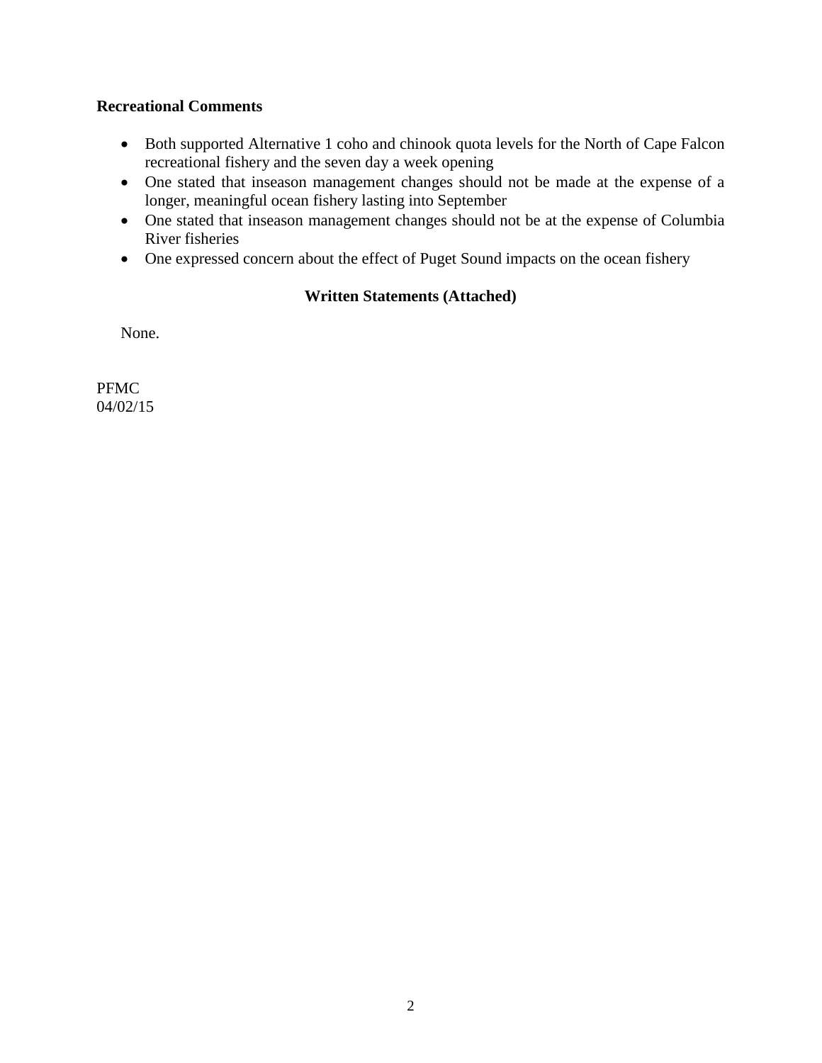**Recreational Comments**

- Both supported Alternative 1 coho and chinook quota levels for the North of Cape Falcon recreational fishery and the seven day a week opening
- One stated that inseason management changes should not be made at the expense of a longer, meaningful ocean fishery lasting into September
- One stated that inseason management changes should not be at the expense of Columbia River fisheries
- One expressed concern about the effect of Puget Sound impacts on the ocean fishery

**Written Statements (Attached)**

None.

PFMC
04/02/15